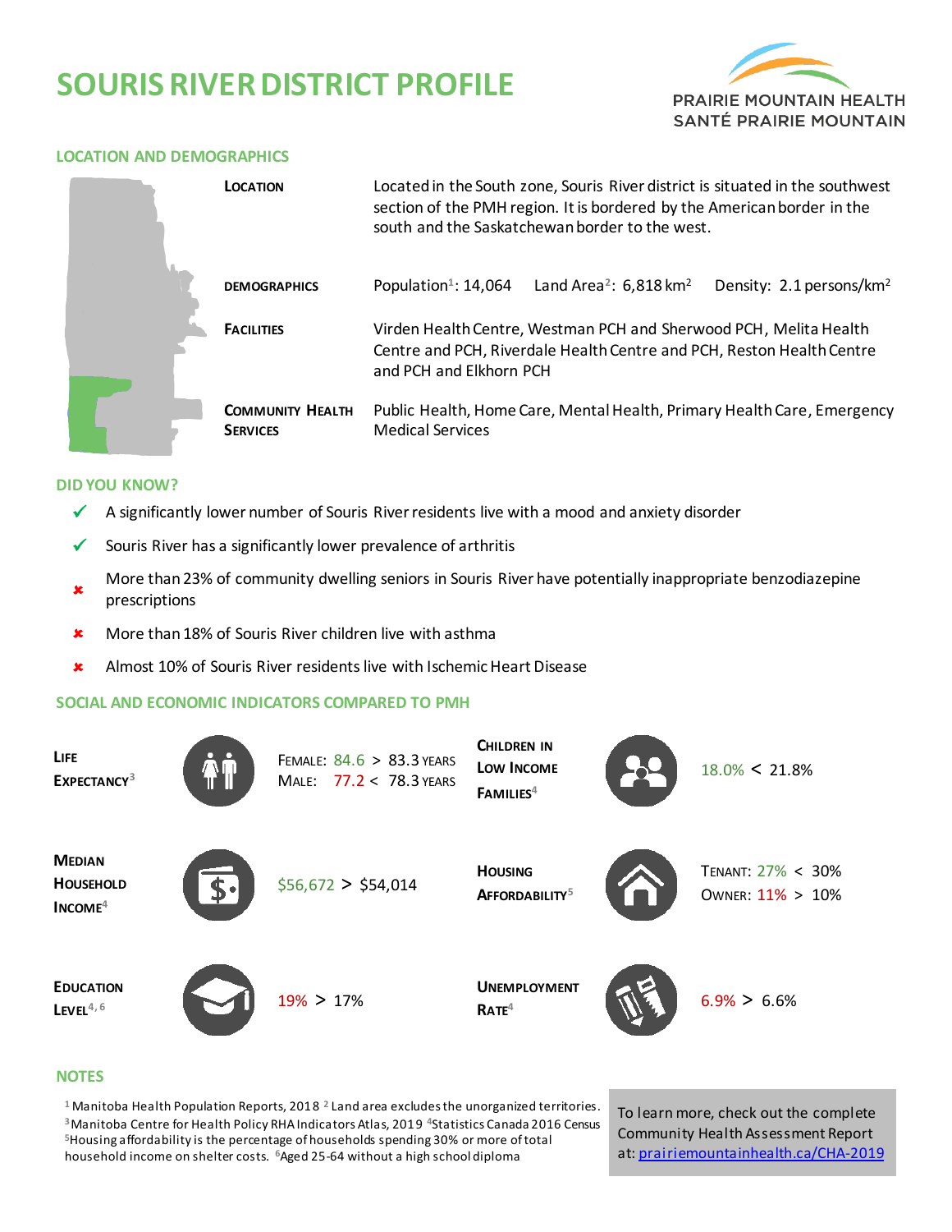# SOURIS RIVER DISTRICT PROFILE

PRAIRIE MOUNTAIN HEALTH
SANTÉ PRAIRIE MOUNTAIN

## LOCATION AND DEMOGRAPHICS

| | |
|---|---|
| **Location** | Located in the South zone, Souris River district is situated in the southwest section of the PMH region. It is bordered by the American border in the south and the Saskatchewan border to the west. |
| **Demographics** | Population[1]: 14,064 Land Area[2]: 6,818 km² Density: 2.1 persons/km² |
| **Facilities** | Virden Health Centre, Westman PCH and Sherwood PCH, Melita Health Centre and PCH, Riverdale Health Centre and PCH, Reston Health Centre and PCH and Elkhorn PCH |
| **Community Health Services** | Public Health, Home Care, Mental Health, Primary Health Care, Emergency Medical Services |

## DID YOU KNOW?

- ✓ A significantly lower number of Souris River residents live with a mood and anxiety disorder
- ✓ Souris River has a significantly lower prevalence of arthritis
- ✗ More than 23% of community dwelling seniors in Souris River have potentially inappropriate benzodiazepine prescriptions
- ✗ More than 18% of Souris River children live with asthma
- ✗ Almost 10% of Souris River residents live with Ischemic Heart Disease

## SOCIAL AND ECONOMIC INDICATORS COMPARED TO PMH

| Indicator | Souris River vs PMH |
|---|---|
| Life Expectancy[3] | Female: 84.6 > 83.3 years; Male: 77.2 < 78.3 years |
| Children in Low Income Families[4] | 18.0% < 21.8% |
| Median Household Income[4] | $56,672 > $54,014 |
| Housing Affordability[5] | Tenant: 27% < 30%; Owner: 11% > 10% |
| Education Level[4, 6] | 19% > 17% |
| Unemployment Rate[4] | 6.9% > 6.6% |

## NOTES

[1] Manitoba Health Population Reports, 2018 [2] Land area excludes the unorganized territories. [3] Manitoba Centre for Health Policy RHA Indicators Atlas, 2019 [4] Statistics Canada 2016 Census [5] Housing affordability is the percentage of households spending 30% or more of total household income on shelter costs. [6] Aged 25-64 without a high school diploma

To learn more, check out the complete Community Health Assessment Report at: prairiemountainhealth.ca/CHA-2019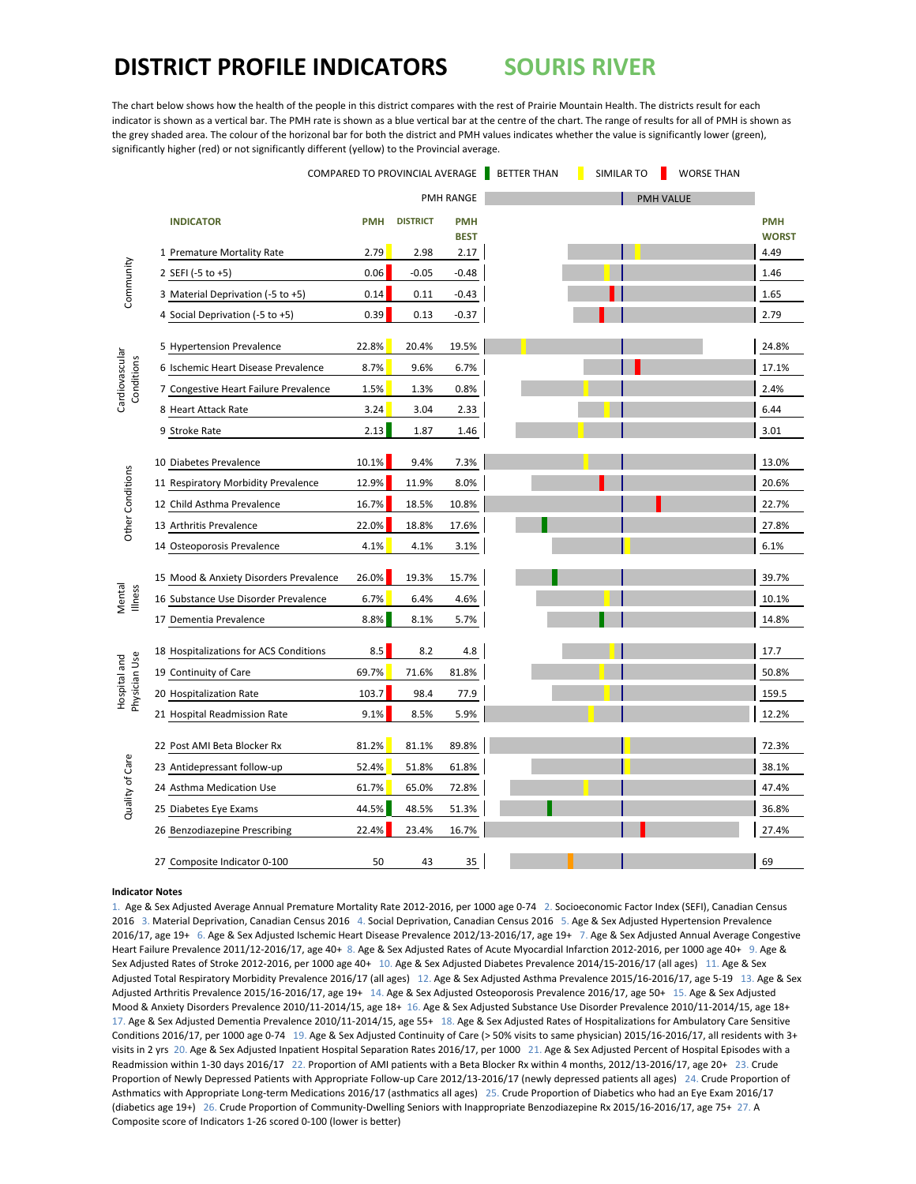# DISTRICT PROFILE INDICATORS SOURIS RIVER

The chart below shows how the health of the people in this district compares with the rest of Prairie Mountain Health. The districts result for each indicator is shown as a vertical bar. The PMH rate is shown as a blue vertical bar at the centre of the chart. The range of results for all of PMH is shown as the grey shaded area. The colour of the horizonal bar for both the district and PMH values indicates whether the value is significantly lower (green), significantly higher (red) or not significantly different (yellow) to the Provincial average.

COMPARED TO PROVINCIAL AVERAGE BETTER THAN SIMILAR TO WORSE THAN

PMH RANGE PMH VALUE

| | INDICATOR | PMH | DISTRICT | PMH BEST | PMH WORST |
|---|---|---|---|---|---|
| Community | 1 Premature Mortality Rate | 2.79 | 2.98 | 2.17 | 4.49 |
| | 2 SEFI (-5 to +5) | 0.06 | -0.05 | -0.48 | 1.46 |
| | 3 Material Deprivation (-5 to +5) | 0.14 | 0.11 | -0.43 | 1.65 |
| | 4 Social Deprivation (-5 to +5) | 0.39 | 0.13 | -0.37 | 2.79 |
| Cardiovascular Conditions | 5 Hypertension Prevalence | 22.8% | 20.4% | 19.5% | 24.8% |
| | 6 Ischemic Heart Disease Prevalence | 8.7% | 9.6% | 6.7% | 17.1% |
| | 7 Congestive Heart Failure Prevalence | 1.5% | 1.3% | 0.8% | 2.4% |
| | 8 Heart Attack Rate | 3.24 | 3.04 | 2.33 | 6.44 |
| | 9 Stroke Rate | 2.13 | 1.87 | 1.46 | 3.01 |
| Other Conditions | 10 Diabetes Prevalence | 10.1% | 9.4% | 7.3% | 13.0% |
| | 11 Respiratory Morbidity Prevalence | 12.9% | 11.9% | 8.0% | 20.6% |
| | 12 Child Asthma Prevalence | 16.7% | 18.5% | 10.8% | 22.7% |
| | 13 Arthritis Prevalence | 22.0% | 18.8% | 17.6% | 27.8% |
| | 14 Osteoporosis Prevalence | 4.1% | 4.1% | 3.1% | 6.1% |
| Mental Illness | 15 Mood & Anxiety Disorders Prevalence | 26.0% | 19.3% | 15.7% | 39.7% |
| | 16 Substance Use Disorder Prevalence | 6.7% | 6.4% | 4.6% | 10.1% |
| | 17 Dementia Prevalence | 8.8% | 8.1% | 5.7% | 14.8% |
| Hospital and Physician Use | 18 Hospitalizations for ACS Conditions | 8.5 | 8.2 | 4.8 | 17.7 |
| | 19 Continuity of Care | 69.7% | 71.6% | 81.8% | 50.8% |
| | 20 Hospitalization Rate | 103.7 | 98.4 | 77.9 | 159.5 |
| | 21 Hospital Readmission Rate | 9.1% | 8.5% | 5.9% | 12.2% |
| Quality of Care | 22 Post AMI Beta Blocker Rx | 81.2% | 81.1% | 89.8% | 72.3% |
| | 23 Antidepressant follow-up | 52.4% | 51.8% | 61.8% | 38.1% |
| | 24 Asthma Medication Use | 61.7% | 65.0% | 72.8% | 47.4% |
| | 25 Diabetes Eye Exams | 44.5% | 48.5% | 51.3% | 36.8% |
| | 26 Benzodiazepine Prescribing | 22.4% | 23.4% | 16.7% | 27.4% |
| | 27 Composite Indicator 0-100 | 50 | 43 | 35 | 69 |

**Indicator Notes**

1. Age & Sex Adjusted Average Annual Premature Mortality Rate 2012-2016, per 1000 age 0-74 2. Socioeconomic Factor Index (SEFI), Canadian Census 2016 3. Material Deprivation, Canadian Census 2016 4. Social Deprivation, Canadian Census 2016 5. Age & Sex Adjusted Hypertension Prevalence 2016/17, age 19+ 6. Age & Sex Adjusted Ischemic Heart Disease Prevalence 2012/13-2016/17, age 19+ 7. Age & Sex Adjusted Annual Average Congestive Heart Failure Prevalence 2011/12-2016/17, age 40+ 8. Age & Sex Adjusted Rates of Acute Myocardial Infarction 2012-2016, per 1000 age 40+ 9. Age & Sex Adjusted Rates of Stroke 2012-2016, per 1000 age 40+ 10. Age & Sex Adjusted Diabetes Prevalence 2014/15-2016/17 (all ages) 11. Age & Sex Adjusted Total Respiratory Morbidity Prevalence 2016/17 (all ages) 12. Age & Sex Adjusted Asthma Prevalence 2015/16-2016/17, age 5-19 13. Age & Sex Adjusted Arthritis Prevalence 2015/16-2016/17, age 19+ 14. Age & Sex Adjusted Osteoporosis Prevalence 2016/17, age 50+ 15. Age & Sex Adjusted Mood & Anxiety Disorders Prevalence 2010/11-2014/15, age 18+ 16. Age & Sex Adjusted Substance Use Disorder Prevalence 2010/11-2014/15, age 18+ 17. Age & Sex Adjusted Dementia Prevalence 2010/11-2014/15, age 55+ 18. Age & Sex Adjusted Rates of Hospitalizations for Ambulatory Care Sensitive Conditions 2016/17, per 1000 age 0-74 19. Age & Sex Adjusted Continuity of Care (> 50% visits to same physician) 2015/16-2016/17, all residents with 3+ visits in 2 yrs 20. Age & Sex Adjusted Inpatient Hospital Separation Rates 2016/17, per 1000 21. Age & Sex Adjusted Percent of Hospital Episodes with a Readmission within 1-30 days 2016/17 22. Proportion of AMI patients with a Beta Blocker Rx within 4 months, 2012/13-2016/17, age 20+ 23. Crude Proportion of Newly Depressed Patients with Appropriate Follow-up Care 2012/13-2016/17 (newly depressed patients all ages) 24. Crude Proportion of Asthmatics with Appropriate Long-term Medications 2016/17 (asthmatics all ages) 25. Crude Proportion of Diabetics who had an Eye Exam 2016/17 (diabetics age 19+) 26. Crude Proportion of Community-Dwelling Seniors with Inappropriate Benzodiazepine Rx 2015/16-2016/17, age 75+ 27. A Composite score of Indicators 1-26 scored 0-100 (lower is better)